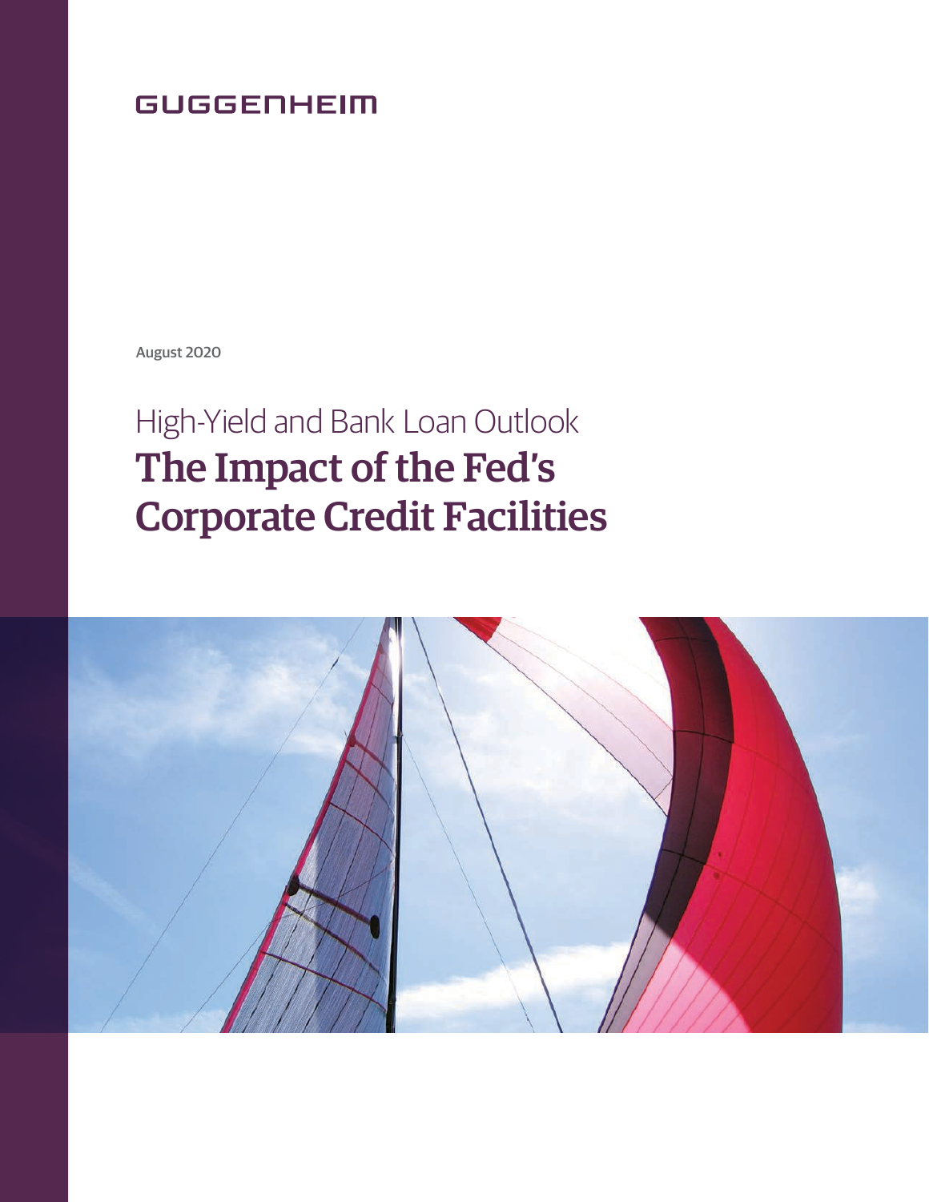GUGGENHEIM

August 2020

# High-Yield and Bank Loan Outlook
# The Impact of the Fed's Corporate Credit Facilities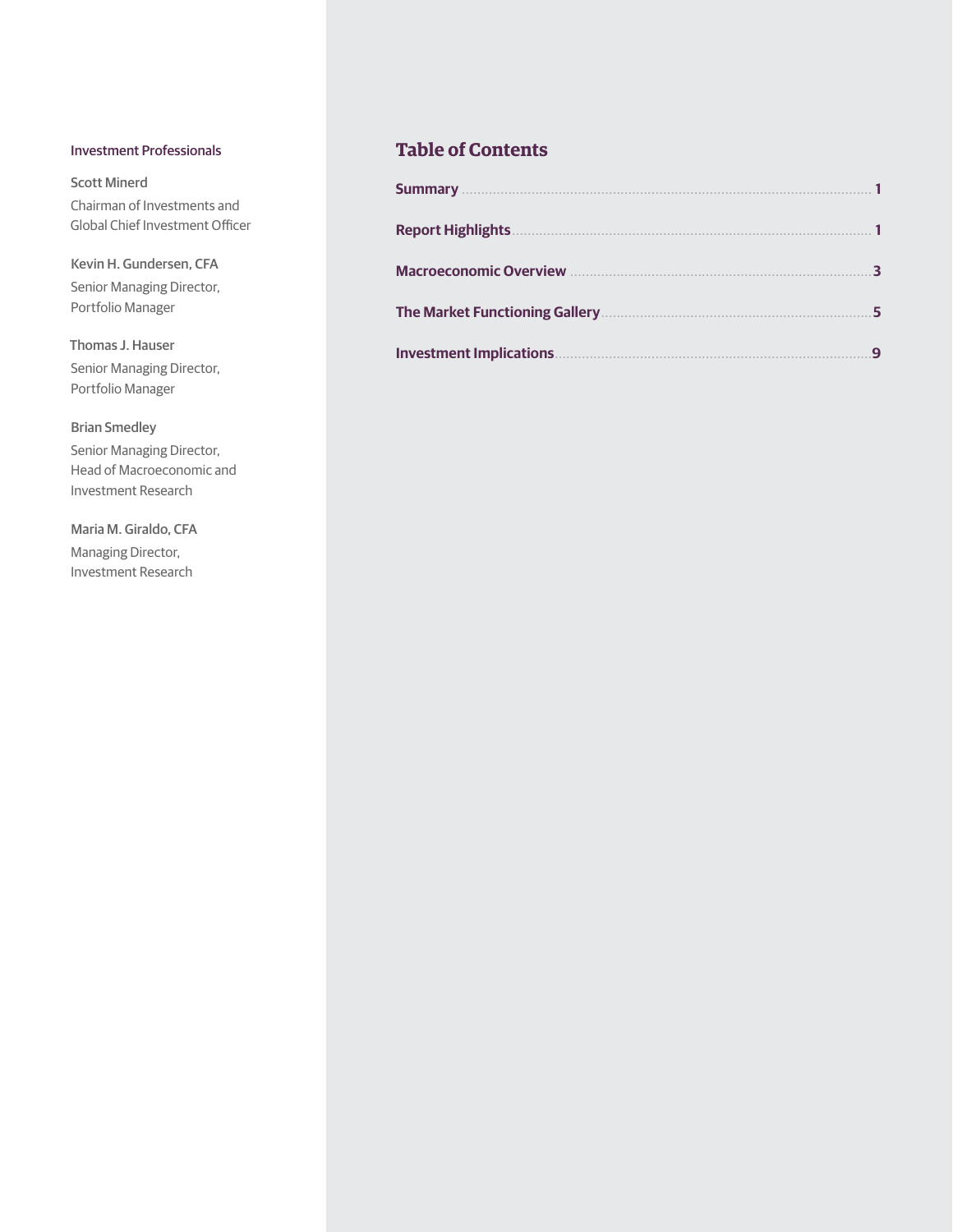**Investment Professionals**

**Scott Minerd**
Chairman of Investments and Global Chief Investment Officer

**Kevin H. Gundersen, CFA**
Senior Managing Director, Portfolio Manager

**Thomas J. Hauser**
Senior Managing Director, Portfolio Manager

**Brian Smedley**
Senior Managing Director, Head of Macroeconomic and Investment Research

**Maria M. Giraldo, CFA**
Managing Director, Investment Research

## Table of Contents

| Section | Page |
| --- | --- |
| **Summary** | 1 |
| **Report Highlights** | 1 |
| **Macroeconomic Overview** | 3 |
| **The Market Functioning Gallery** | 5 |
| **Investment Implications** | 9 |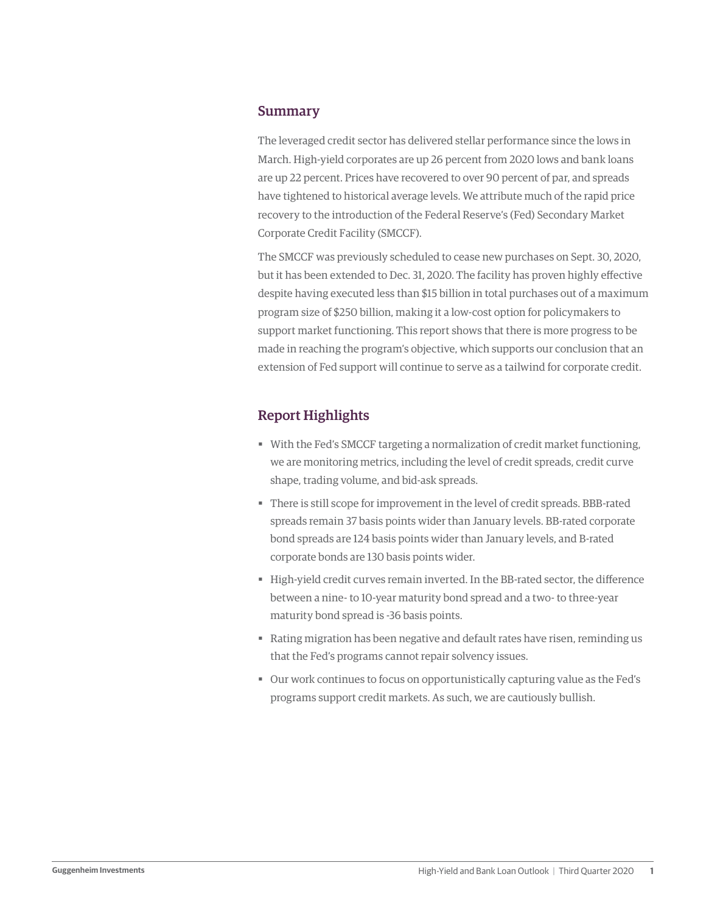## Summary

The leveraged credit sector has delivered stellar performance since the lows in March. High-yield corporates are up 26 percent from 2020 lows and bank loans are up 22 percent. Prices have recovered to over 90 percent of par, and spreads have tightened to historical average levels. We attribute much of the rapid price recovery to the introduction of the Federal Reserve's (Fed) Secondary Market Corporate Credit Facility (SMCCF).

The SMCCF was previously scheduled to cease new purchases on Sept. 30, 2020, but it has been extended to Dec. 31, 2020. The facility has proven highly effective despite having executed less than $15 billion in total purchases out of a maximum program size of $250 billion, making it a low-cost option for policymakers to support market functioning. This report shows that there is more progress to be made in reaching the program's objective, which supports our conclusion that an extension of Fed support will continue to serve as a tailwind for corporate credit.

## Report Highlights

- With the Fed's SMCCF targeting a normalization of credit market functioning, we are monitoring metrics, including the level of credit spreads, credit curve shape, trading volume, and bid-ask spreads.
- There is still scope for improvement in the level of credit spreads. BBB-rated spreads remain 37 basis points wider than January levels. BB-rated corporate bond spreads are 124 basis points wider than January levels, and B-rated corporate bonds are 130 basis points wider.
- High-yield credit curves remain inverted. In the BB-rated sector, the difference between a nine- to 10-year maturity bond spread and a two- to three-year maturity bond spread is -36 basis points.
- Rating migration has been negative and default rates have risen, reminding us that the Fed's programs cannot repair solvency issues.
- Our work continues to focus on opportunistically capturing value as the Fed's programs support credit markets. As such, we are cautiously bullish.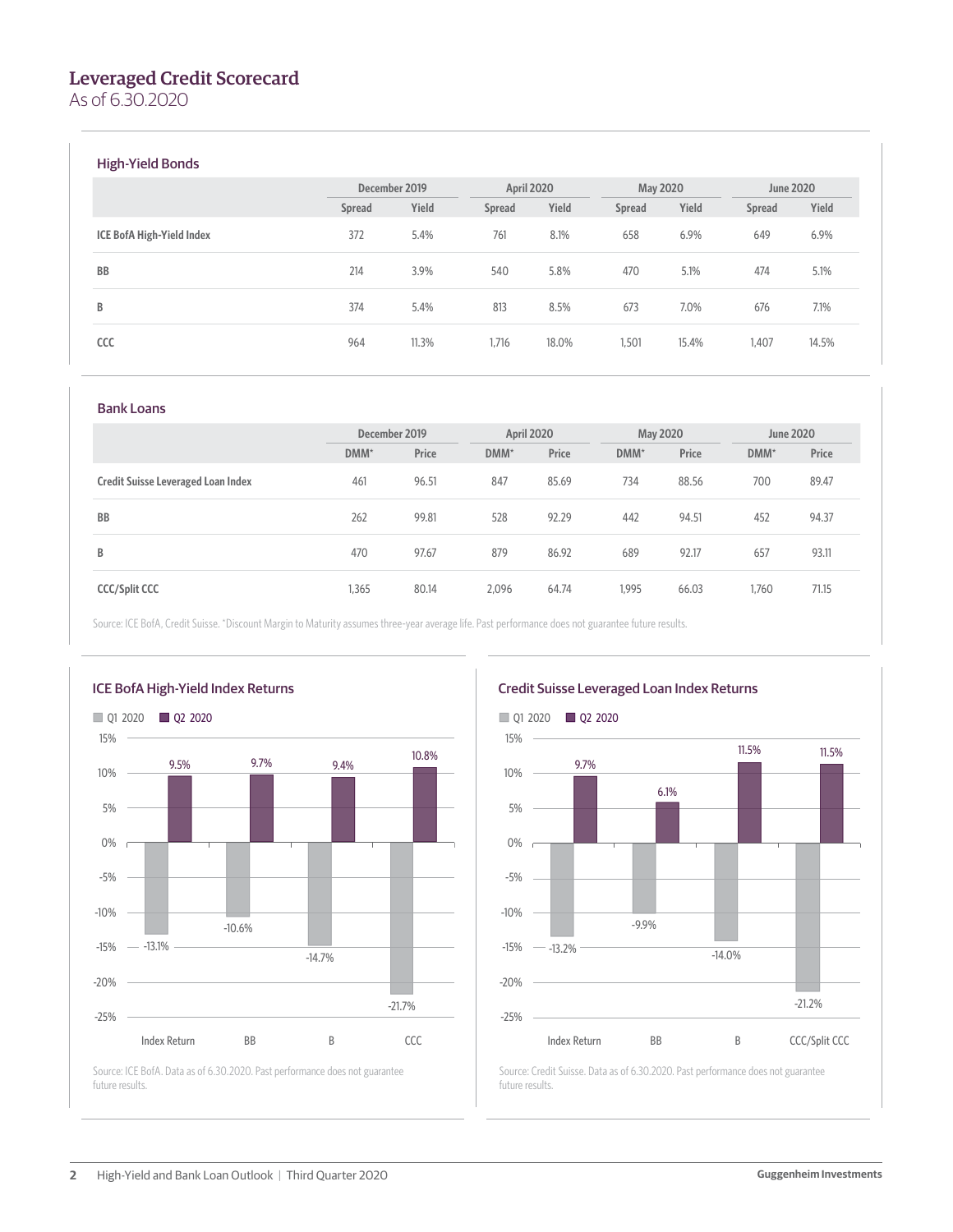## Leveraged Credit Scorecard

As of 6.30.2020

### High-Yield Bonds

| | December 2019 | | April 2020 | | May 2020 | | June 2020 | |
|---|---|---|---|---|---|---|---|---|
| | Spread | Yield | Spread | Yield | Spread | Yield | Spread | Yield |
| ICE BofA High-Yield Index | 372 | 5.4% | 761 | 8.1% | 658 | 6.9% | 649 | 6.9% |
| BB | 214 | 3.9% | 540 | 5.8% | 470 | 5.1% | 474 | 5.1% |
| B | 374 | 5.4% | 813 | 8.5% | 673 | 7.0% | 676 | 7.1% |
| CCC | 964 | 11.3% | 1,716 | 18.0% | 1,501 | 15.4% | 1,407 | 14.5% |

### Bank Loans

| | December 2019 | | April 2020 | | May 2020 | | June 2020 | |
|---|---|---|---|---|---|---|---|---|
| | DMM* | Price | DMM* | Price | DMM* | Price | DMM* | Price |
| Credit Suisse Leveraged Loan Index | 461 | 96.51 | 847 | 85.69 | 734 | 88.56 | 700 | 89.47 |
| BB | 262 | 99.81 | 528 | 92.29 | 442 | 94.51 | 452 | 94.37 |
| B | 470 | 97.67 | 879 | 86.92 | 689 | 92.17 | 657 | 93.11 |
| CCC/Split CCC | 1,365 | 80.14 | 2,096 | 64.74 | 1,995 | 66.03 | 1,760 | 71.15 |

Source: ICE BofA, Credit Suisse. *Discount Margin to Maturity assumes three-year average life. Past performance does not guarantee future results.

### ICE BofA High-Yield Index Returns

| | Q1 2020 | Q2 2020 |
|---|---|---|
| Index Return | -13.1% | 9.5% |
| BB | -10.6% | 9.7% |
| B | -14.7% | 9.4% |
| CCC | -21.7% | 10.8% |

Source: ICE BofA. Data as of 6.30.2020. Past performance does not guarantee future results.

### Credit Suisse Leveraged Loan Index Returns

| | Q1 2020 | Q2 2020 |
|---|---|---|
| Index Return | -13.2% | 9.7% |
| BB | -9.9% | 6.1% |
| B | -14.0% | 11.5% |
| CCC/Split CCC | -21.2% | 11.5% |

Source: Credit Suisse. Data as of 6.30.2020. Past performance does not guarantee future results.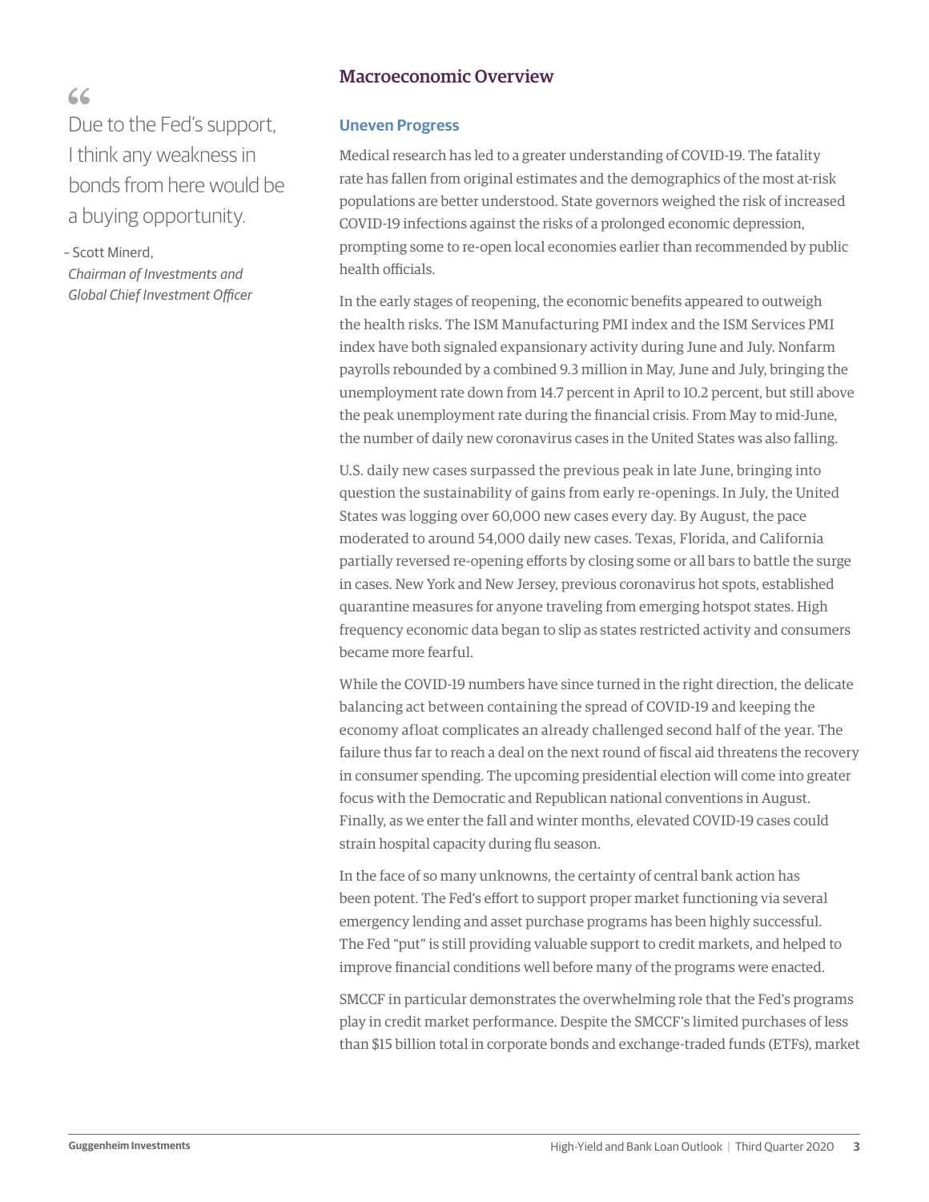> "Due to the Fed's support, I think any weakness in bonds from here would be a buying opportunity.
>
> – Scott Minerd, *Chairman of Investments and Global Chief Investment Officer*

## Macroeconomic Overview

### Uneven Progress

Medical research has led to a greater understanding of COVID-19. The fatality rate has fallen from original estimates and the demographics of the most at-risk populations are better understood. State governors weighed the risk of increased COVID-19 infections against the risks of a prolonged economic depression, prompting some to re-open local economies earlier than recommended by public health officials.

In the early stages of reopening, the economic benefits appeared to outweigh the health risks. The ISM Manufacturing PMI index and the ISM Services PMI index have both signaled expansionary activity during June and July. Nonfarm payrolls rebounded by a combined 9.3 million in May, June and July, bringing the unemployment rate down from 14.7 percent in April to 10.2 percent, but still above the peak unemployment rate during the financial crisis. From May to mid-June, the number of daily new coronavirus cases in the United States was also falling.

U.S. daily new cases surpassed the previous peak in late June, bringing into question the sustainability of gains from early re-openings. In July, the United States was logging over 60,000 new cases every day. By August, the pace moderated to around 54,000 daily new cases. Texas, Florida, and California partially reversed re-opening efforts by closing some or all bars to battle the surge in cases. New York and New Jersey, previous coronavirus hot spots, established quarantine measures for anyone traveling from emerging hotspot states. High frequency economic data began to slip as states restricted activity and consumers became more fearful.

While the COVID-19 numbers have since turned in the right direction, the delicate balancing act between containing the spread of COVID-19 and keeping the economy afloat complicates an already challenged second half of the year. The failure thus far to reach a deal on the next round of fiscal aid threatens the recovery in consumer spending. The upcoming presidential election will come into greater focus with the Democratic and Republican national conventions in August. Finally, as we enter the fall and winter months, elevated COVID-19 cases could strain hospital capacity during flu season.

In the face of so many unknowns, the certainty of central bank action has been potent. The Fed's effort to support proper market functioning via several emergency lending and asset purchase programs has been highly successful. The Fed "put" is still providing valuable support to credit markets, and helped to improve financial conditions well before many of the programs were enacted.

SMCCF in particular demonstrates the overwhelming role that the Fed's programs play in credit market performance. Despite the SMCCF's limited purchases of less than $15 billion total in corporate bonds and exchange-traded funds (ETFs), market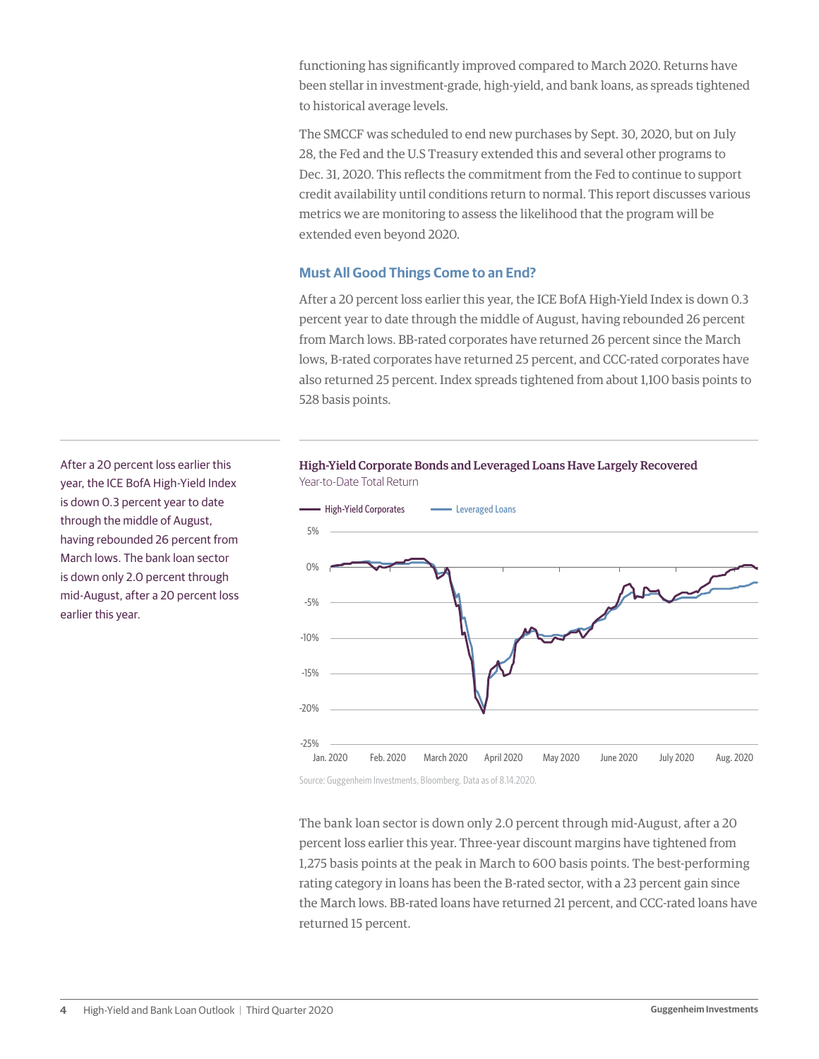functioning has significantly improved compared to March 2020. Returns have been stellar in investment-grade, high-yield, and bank loans, as spreads tightened to historical average levels.

The SMCCF was scheduled to end new purchases by Sept. 30, 2020, but on July 28, the Fed and the U.S Treasury extended this and several other programs to Dec. 31, 2020. This reflects the commitment from the Fed to continue to support credit availability until conditions return to normal. This report discusses various metrics we are monitoring to assess the likelihood that the program will be extended even beyond 2020.

### Must All Good Things Come to an End?

After a 20 percent loss earlier this year, the ICE BofA High-Yield Index is down 0.3 percent year to date through the middle of August, having rebounded 26 percent from March lows. BB-rated corporates have returned 26 percent since the March lows, B-rated corporates have returned 25 percent, and CCC-rated corporates have also returned 25 percent. Index spreads tightened from about 1,100 basis points to 528 basis points.

After a 20 percent loss earlier this year, the ICE BofA High-Yield Index is down 0.3 percent year to date through the middle of August, having rebounded 26 percent from March lows. The bank loan sector is down only 2.0 percent through mid-August, after a 20 percent loss earlier this year.

**High-Yield Corporate Bonds and Leveraged Loans Have Largely Recovered**

Year-to-Date Total Return

Source: Guggenheim Investments, Bloomberg. Data as of 8.14.2020.

The bank loan sector is down only 2.0 percent through mid-August, after a 20 percent loss earlier this year. Three-year discount margins have tightened from 1,275 basis points at the peak in March to 600 basis points. The best-performing rating category in loans has been the B-rated sector, with a 23 percent gain since the March lows. BB-rated loans have returned 21 percent, and CCC-rated loans have returned 15 percent.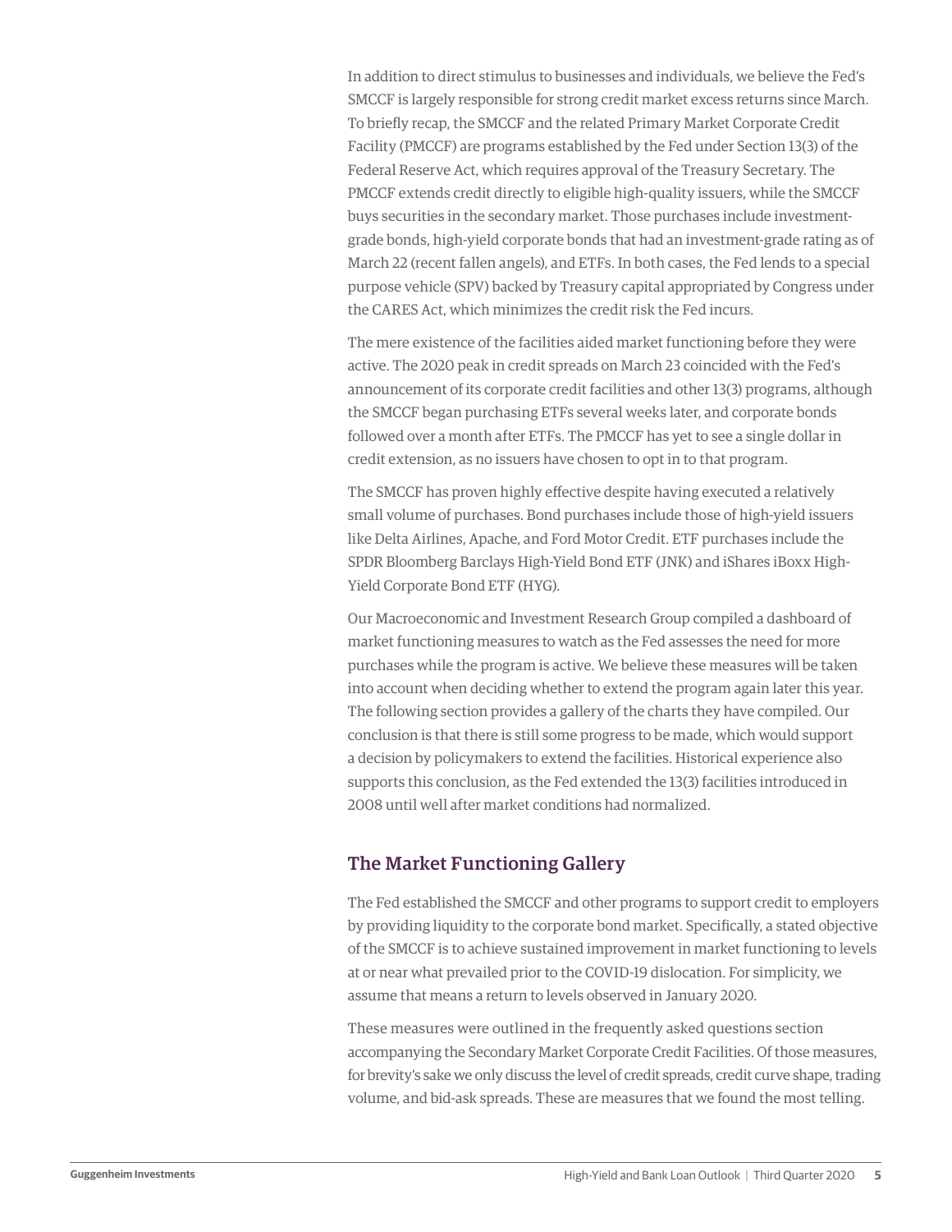In addition to direct stimulus to businesses and individuals, we believe the Fed's SMCCF is largely responsible for strong credit market excess returns since March. To briefly recap, the SMCCF and the related Primary Market Corporate Credit Facility (PMCCF) are programs established by the Fed under Section 13(3) of the Federal Reserve Act, which requires approval of the Treasury Secretary. The PMCCF extends credit directly to eligible high-quality issuers, while the SMCCF buys securities in the secondary market. Those purchases include investment-grade bonds, high-yield corporate bonds that had an investment-grade rating as of March 22 (recent fallen angels), and ETFs. In both cases, the Fed lends to a special purpose vehicle (SPV) backed by Treasury capital appropriated by Congress under the CARES Act, which minimizes the credit risk the Fed incurs.

The mere existence of the facilities aided market functioning before they were active. The 2020 peak in credit spreads on March 23 coincided with the Fed's announcement of its corporate credit facilities and other 13(3) programs, although the SMCCF began purchasing ETFs several weeks later, and corporate bonds followed over a month after ETFs. The PMCCF has yet to see a single dollar in credit extension, as no issuers have chosen to opt in to that program.

The SMCCF has proven highly effective despite having executed a relatively small volume of purchases. Bond purchases include those of high-yield issuers like Delta Airlines, Apache, and Ford Motor Credit. ETF purchases include the SPDR Bloomberg Barclays High-Yield Bond ETF (JNK) and iShares iBoxx High-Yield Corporate Bond ETF (HYG).

Our Macroeconomic and Investment Research Group compiled a dashboard of market functioning measures to watch as the Fed assesses the need for more purchases while the program is active. We believe these measures will be taken into account when deciding whether to extend the program again later this year. The following section provides a gallery of the charts they have compiled. Our conclusion is that there is still some progress to be made, which would support a decision by policymakers to extend the facilities. Historical experience also supports this conclusion, as the Fed extended the 13(3) facilities introduced in 2008 until well after market conditions had normalized.

## The Market Functioning Gallery

The Fed established the SMCCF and other programs to support credit to employers by providing liquidity to the corporate bond market. Specifically, a stated objective of the SMCCF is to achieve sustained improvement in market functioning to levels at or near what prevailed prior to the COVID-19 dislocation. For simplicity, we assume that means a return to levels observed in January 2020.

These measures were outlined in the frequently asked questions section accompanying the Secondary Market Corporate Credit Facilities. Of those measures, for brevity's sake we only discuss the level of credit spreads, credit curve shape, trading volume, and bid-ask spreads. These are measures that we found the most telling.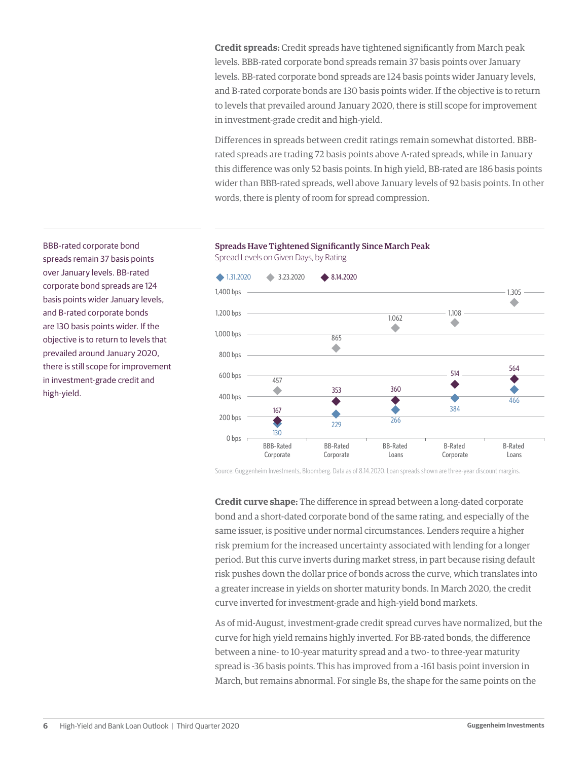**Credit spreads:** Credit spreads have tightened significantly from March peak levels. BBB-rated corporate bond spreads remain 37 basis points over January levels. BB-rated corporate bond spreads are 124 basis points wider January levels, and B-rated corporate bonds are 130 basis points wider. If the objective is to return to levels that prevailed around January 2020, there is still scope for improvement in investment-grade credit and high-yield.

Differences in spreads between credit ratings remain somewhat distorted. BBB-rated spreads are trading 72 basis points above A-rated spreads, while in January this difference was only 52 basis points. In high yield, BB-rated are 186 basis points wider than BBB-rated spreads, well above January levels of 92 basis points. In other words, there is plenty of room for spread compression.

BBB-rated corporate bond spreads remain 37 basis points over January levels. BB-rated corporate bond spreads are 124 basis points wider January levels, and B-rated corporate bonds are 130 basis points wider. If the objective is to return to levels that prevailed around January 2020, there is still scope for improvement in investment-grade credit and high-yield.

**Spreads Have Tightened Significantly Since March Peak**

Spread Levels on Given Days, by Rating

| | 1.31.2020 | 3.23.2020 | 8.14.2020 |
|---|---|---|---|
| BBB-Rated Corporate | 130 | 457 | 167 |
| BB-Rated Corporate | 229 | 865 | 353 |
| BB-Rated Loans | 266 | 1,062 | 360 |
| B-Rated Corporate | 384 | 1,108 | 514 |
| B-Rated Loans | 466 | 1,305 | 564 |

Source: Guggenheim Investments, Bloomberg. Data as of 8.14.2020. Loan spreads shown are three-year discount margins.

**Credit curve shape:** The difference in spread between a long-dated corporate bond and a short-dated corporate bond of the same rating, and especially of the same issuer, is positive under normal circumstances. Lenders require a higher risk premium for the increased uncertainty associated with lending for a longer period. But this curve inverts during market stress, in part because rising default risk pushes down the dollar price of bonds across the curve, which translates into a greater increase in yields on shorter maturity bonds. In March 2020, the credit curve inverted for investment-grade and high-yield bond markets.

As of mid-August, investment-grade credit spread curves have normalized, but the curve for high yield remains highly inverted. For BB-rated bonds, the difference between a nine- to 10-year maturity spread and a two- to three-year maturity spread is -36 basis points. This has improved from a -161 basis point inversion in March, but remains abnormal. For single Bs, the shape for the same points on the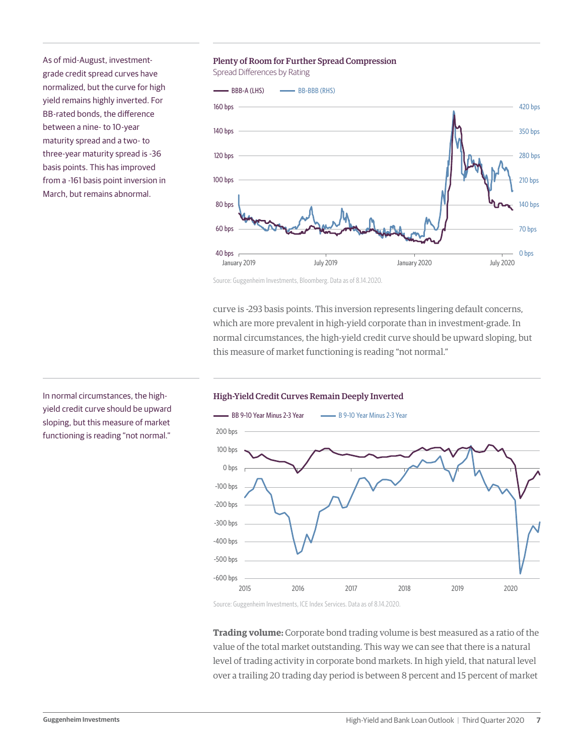As of mid-August, investment-grade credit spread curves have normalized, but the curve for high yield remains highly inverted. For BB-rated bonds, the difference between a nine- to 10-year maturity spread and a two- to three-year maturity spread is -36 basis points. This has improved from a -161 basis point inversion in March, but remains abnormal.

**Plenty of Room for Further Spread Compression**

Spread Differences by Rating

BBB-A (LHS) — BB-BBB (RHS)

Source: Guggenheim Investments, Bloomberg. Data as of 8.14.2020.

curve is -293 basis points. This inversion represents lingering default concerns, which are more prevalent in high-yield corporate than in investment-grade. In normal circumstances, the high-yield credit curve should be upward sloping, but this measure of market functioning is reading "not normal."

In normal circumstances, the high-yield credit curve should be upward sloping, but this measure of market functioning is reading "not normal."

**High-Yield Credit Curves Remain Deeply Inverted**

BB 9-10 Year Minus 2-3 Year — B 9-10 Year Minus 2-3 Year

Source: Guggenheim Investments, ICE Index Services. Data as of 8.14.2020.

**Trading volume:** Corporate bond trading volume is best measured as a ratio of the value of the total market outstanding. This way we can see that there is a natural level of trading activity in corporate bond markets. In high yield, that natural level over a trailing 20 trading day period is between 8 percent and 15 percent of market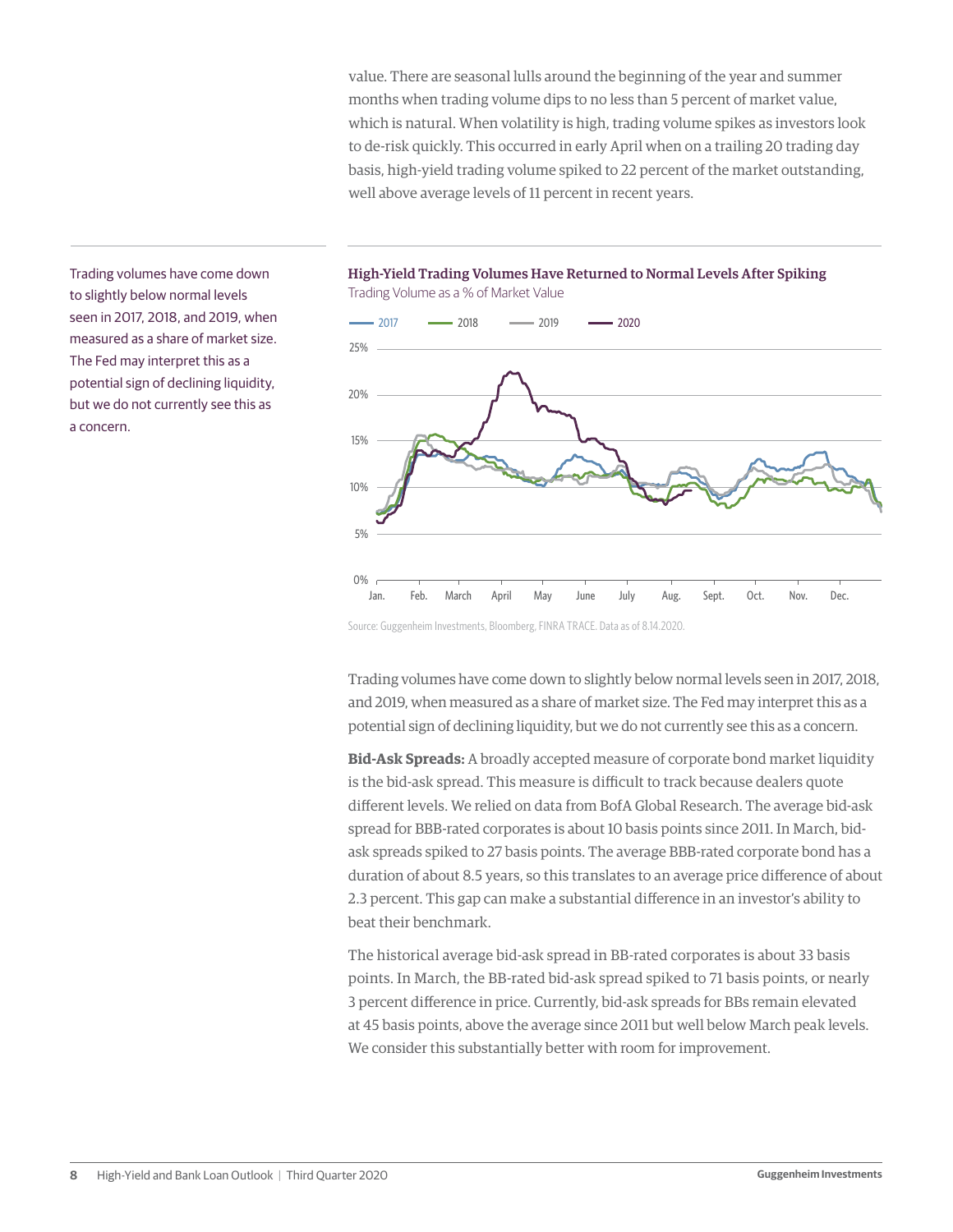value. There are seasonal lulls around the beginning of the year and summer months when trading volume dips to no less than 5 percent of market value, which is natural. When volatility is high, trading volume spikes as investors look to de-risk quickly. This occurred in early April when on a trailing 20 trading day basis, high-yield trading volume spiked to 22 percent of the market outstanding, well above average levels of 11 percent in recent years.

Trading volumes have come down to slightly below normal levels seen in 2017, 2018, and 2019, when measured as a share of market size. The Fed may interpret this as a potential sign of declining liquidity, but we do not currently see this as a concern.

**High-Yield Trading Volumes Have Returned to Normal Levels After Spiking**

Trading Volume as a % of Market Value

Source: Guggenheim Investments, Bloomberg, FINRA TRACE. Data as of 8.14.2020.

Trading volumes have come down to slightly below normal levels seen in 2017, 2018, and 2019, when measured as a share of market size. The Fed may interpret this as a potential sign of declining liquidity, but we do not currently see this as a concern.

**Bid-Ask Spreads:** A broadly accepted measure of corporate bond market liquidity is the bid-ask spread. This measure is difficult to track because dealers quote different levels. We relied on data from BofA Global Research. The average bid-ask spread for BBB-rated corporates is about 10 basis points since 2011. In March, bid-ask spreads spiked to 27 basis points. The average BBB-rated corporate bond has a duration of about 8.5 years, so this translates to an average price difference of about 2.3 percent. This gap can make a substantial difference in an investor's ability to beat their benchmark.

The historical average bid-ask spread in BB-rated corporates is about 33 basis points. In March, the BB-rated bid-ask spread spiked to 71 basis points, or nearly 3 percent difference in price. Currently, bid-ask spreads for BBs remain elevated at 45 basis points, above the average since 2011 but well below March peak levels. We consider this substantially better with room for improvement.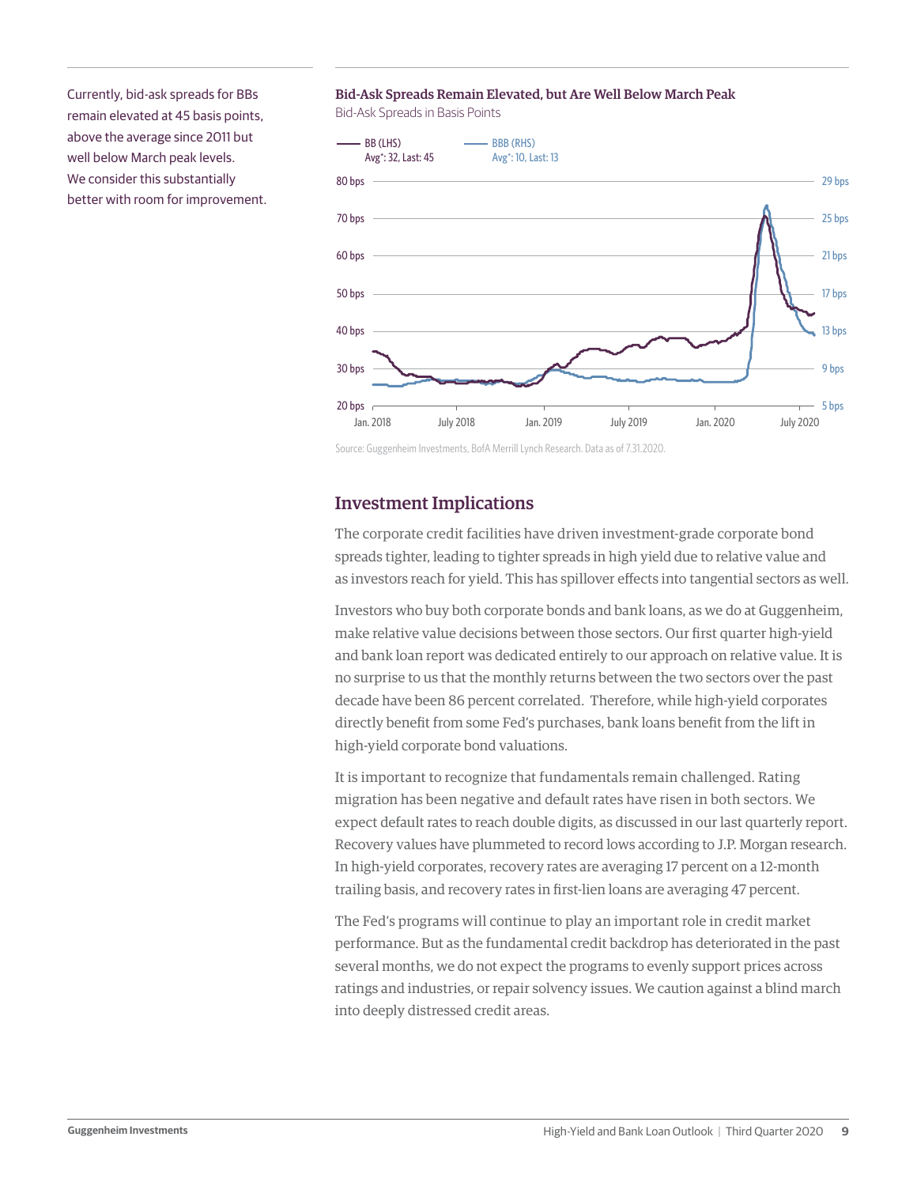Currently, bid-ask spreads for BBs remain elevated at 45 basis points, above the average since 2011 but well below March peak levels. We consider this substantially better with room for improvement.

**Bid-Ask Spreads Remain Elevated, but Are Well Below March Peak**

Bid-Ask Spreads in Basis Points

Source: Guggenheim Investments, BofA Merrill Lynch Research. Data as of 7.31.2020.

## Investment Implications

The corporate credit facilities have driven investment-grade corporate bond spreads tighter, leading to tighter spreads in high yield due to relative value and as investors reach for yield. This has spillover effects into tangential sectors as well.

Investors who buy both corporate bonds and bank loans, as we do at Guggenheim, make relative value decisions between those sectors. Our first quarter high-yield and bank loan report was dedicated entirely to our approach on relative value. It is no surprise to us that the monthly returns between the two sectors over the past decade have been 86 percent correlated. Therefore, while high-yield corporates directly benefit from some Fed's purchases, bank loans benefit from the lift in high-yield corporate bond valuations.

It is important to recognize that fundamentals remain challenged. Rating migration has been negative and default rates have risen in both sectors. We expect default rates to reach double digits, as discussed in our last quarterly report. Recovery values have plummeted to record lows according to J.P. Morgan research. In high-yield corporates, recovery rates are averaging 17 percent on a 12-month trailing basis, and recovery rates in first-lien loans are averaging 47 percent.

The Fed's programs will continue to play an important role in credit market performance. But as the fundamental credit backdrop has deteriorated in the past several months, we do not expect the programs to evenly support prices across ratings and industries, or repair solvency issues. We caution against a blind march into deeply distressed credit areas.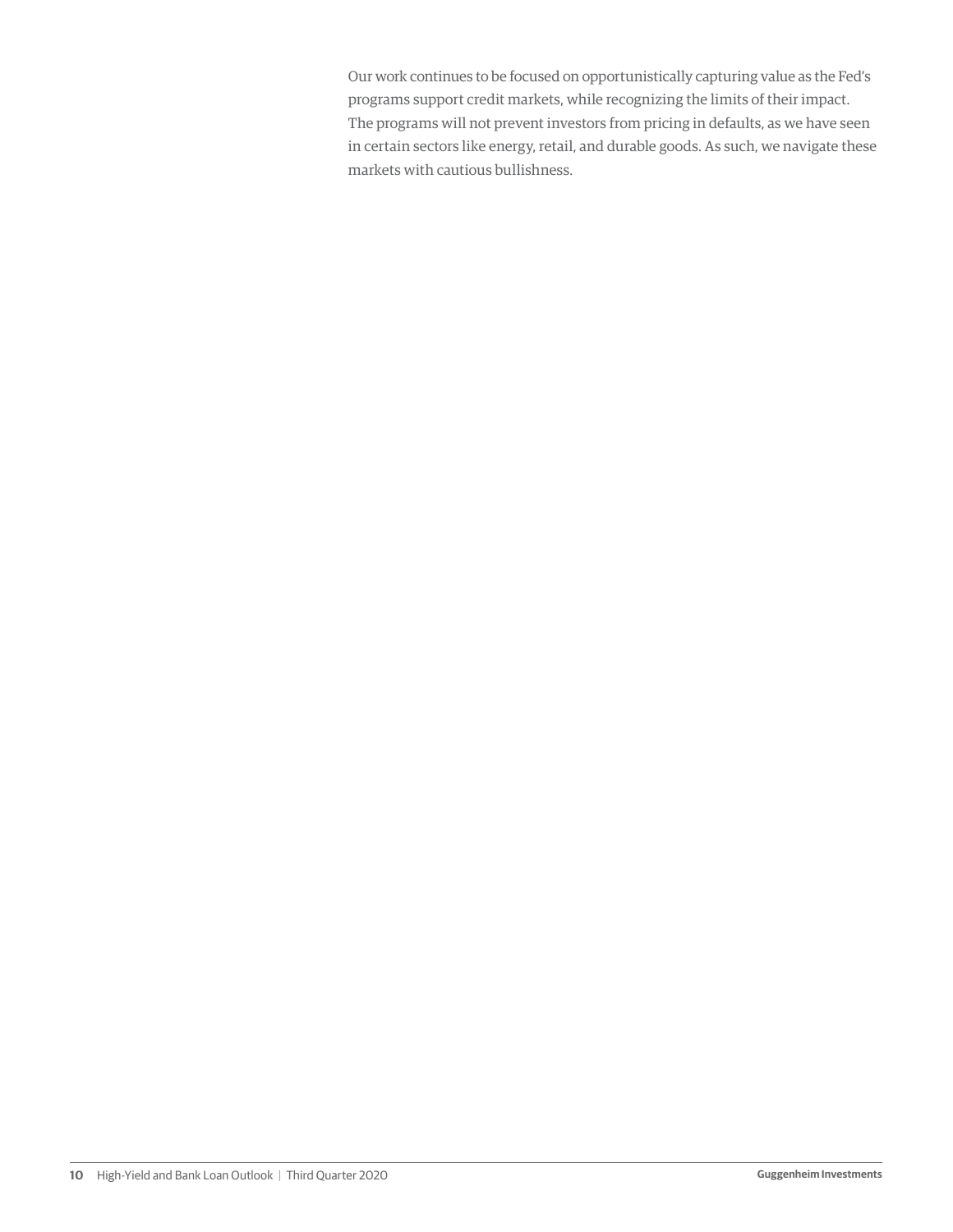Our work continues to be focused on opportunistically capturing value as the Fed's programs support credit markets, while recognizing the limits of their impact. The programs will not prevent investors from pricing in defaults, as we have seen in certain sectors like energy, retail, and durable goods. As such, we navigate these markets with cautious bullishness.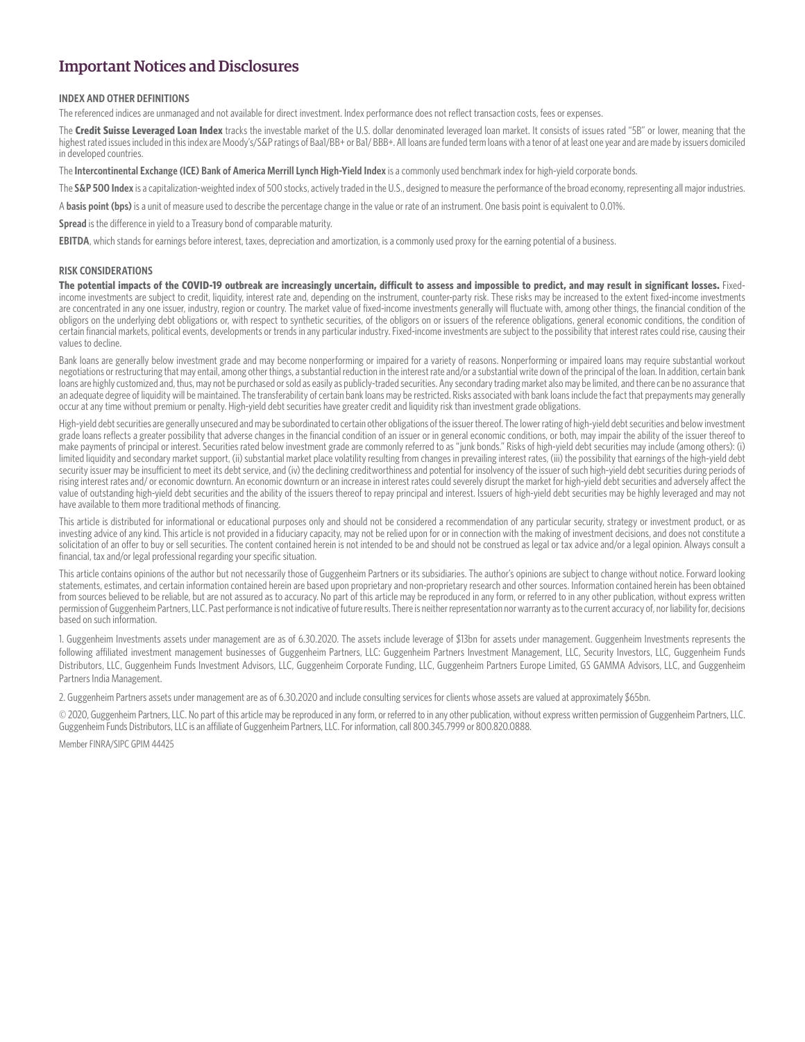# Important Notices and Disclosures

### INDEX AND OTHER DEFINITIONS

The referenced indices are unmanaged and not available for direct investment. Index performance does not reflect transaction costs, fees or expenses.

The **Credit Suisse Leveraged Loan Index** tracks the investable market of the U.S. dollar denominated leveraged loan market. It consists of issues rated "5B" or lower, meaning that the highest rated issues included in this index are Moody's/S&P ratings of Baa1/BB+ or Ba1/ BBB+. All loans are funded term loans with a tenor of at least one year and are made by issuers domiciled in developed countries.

The **Intercontinental Exchange (ICE) Bank of America Merrill Lynch High-Yield Index** is a commonly used benchmark index for high-yield corporate bonds.

The **S&P 500 Index** is a capitalization-weighted index of 500 stocks, actively traded in the U.S., designed to measure the performance of the broad economy, representing all major industries.

A **basis point (bps)** is a unit of measure used to describe the percentage change in the value or rate of an instrument. One basis point is equivalent to 0.01%.

**Spread** is the difference in yield to a Treasury bond of comparable maturity.

**EBITDA**, which stands for earnings before interest, taxes, depreciation and amortization, is a commonly used proxy for the earning potential of a business.

### RISK CONSIDERATIONS

**The potential impacts of the COVID-19 outbreak are increasingly uncertain, difficult to assess and impossible to predict, and may result in significant losses.** Fixed-income investments are subject to credit, liquidity, interest rate and, depending on the instrument, counter-party risk. These risks may be increased to the extent fixed-income investments are concentrated in any one issuer, industry, region or country. The market value of fixed-income investments generally will fluctuate with, among other things, the financial condition of the obligors on the underlying debt obligations or, with respect to synthetic securities, of the obligors on or issuers of the reference obligations, general economic conditions, the condition of certain financial markets, political events, developments or trends in any particular industry. Fixed-income investments are subject to the possibility that interest rates could rise, causing their values to decline.

Bank loans are generally below investment grade and may become nonperforming or impaired for a variety of reasons. Nonperforming or impaired loans may require substantial workout negotiations or restructuring that may entail, among other things, a substantial reduction in the interest rate and/or a substantial write down of the principal of the loan. In addition, certain bank loans are highly customized and, thus, may not be purchased or sold as easily as publicly-traded securities. Any secondary trading market also may be limited, and there can be no assurance that an adequate degree of liquidity will be maintained. The transferability of certain bank loans may be restricted. Risks associated with bank loans include the fact that prepayments may generally occur at any time without premium or penalty. High-yield debt securities have greater credit and liquidity risk than investment grade obligations.

High-yield debt securities are generally unsecured and may be subordinated to certain other obligations of the issuer thereof. The lower rating of high-yield debt securities and below investment grade loans reflects a greater possibility that adverse changes in the financial condition of an issuer or in general economic conditions, or both, may impair the ability of the issuer thereof to make payments of principal or interest. Securities rated below investment grade are commonly referred to as "junk bonds." Risks of high-yield debt securities may include (among others): (i) limited liquidity and secondary market support, (ii) substantial market place volatility resulting from changes in prevailing interest rates, (iii) the possibility that earnings of the high-yield debt security issuer may be insufficient to meet its debt service, and (iv) the declining creditworthiness and potential for insolvency of the issuer of such high-yield debt securities during periods of rising interest rates and/ or economic downturn. An economic downturn or an increase in interest rates could severely disrupt the market for high-yield debt securities and adversely affect the value of outstanding high-yield debt securities and the ability of the issuers thereof to repay principal and interest. Issuers of high-yield debt securities may be highly leveraged and may not have available to them more traditional methods of financing.

This article is distributed for informational or educational purposes only and should not be considered a recommendation of any particular security, strategy or investment product, or as investing advice of any kind. This article is not provided in a fiduciary capacity, may not be relied upon for or in connection with the making of investment decisions, and does not constitute a solicitation of an offer to buy or sell securities. The content contained herein is not intended to be and should not be construed as legal or tax advice and/or a legal opinion. Always consult a financial, tax and/or legal professional regarding your specific situation.

This article contains opinions of the author but not necessarily those of Guggenheim Partners or its subsidiaries. The author's opinions are subject to change without notice. Forward looking statements, estimates, and certain information contained herein are based upon proprietary and non-proprietary research and other sources. Information contained herein has been obtained from sources believed to be reliable, but are not assured as to accuracy. No part of this article may be reproduced in any form, or referred to in any other publication, without express written permission of Guggenheim Partners, LLC. Past performance is not indicative of future results. There is neither representation nor warranty as to the current accuracy of, nor liability for, decisions based on such information.

1. Guggenheim Investments assets under management are as of 6.30.2020. The assets include leverage of $13bn for assets under management. Guggenheim Investments represents the following affiliated investment management businesses of Guggenheim Partners, LLC: Guggenheim Partners Investment Management, LLC, Security Investors, LLC, Guggenheim Funds Distributors, LLC, Guggenheim Funds Investment Advisors, LLC, Guggenheim Corporate Funding, LLC, Guggenheim Partners Europe Limited, GS GAMMA Advisors, LLC, and Guggenheim Partners India Management.

2. Guggenheim Partners assets under management are as of 6.30.2020 and include consulting services for clients whose assets are valued at approximately $65bn.

© 2020, Guggenheim Partners, LLC. No part of this article may be reproduced in any form, or referred to in any other publication, without express written permission of Guggenheim Partners, LLC. Guggenheim Funds Distributors, LLC is an affiliate of Guggenheim Partners, LLC. For information, call 800.345.7999 or 800.820.0888.

Member FINRA/SIPC GPIM 44425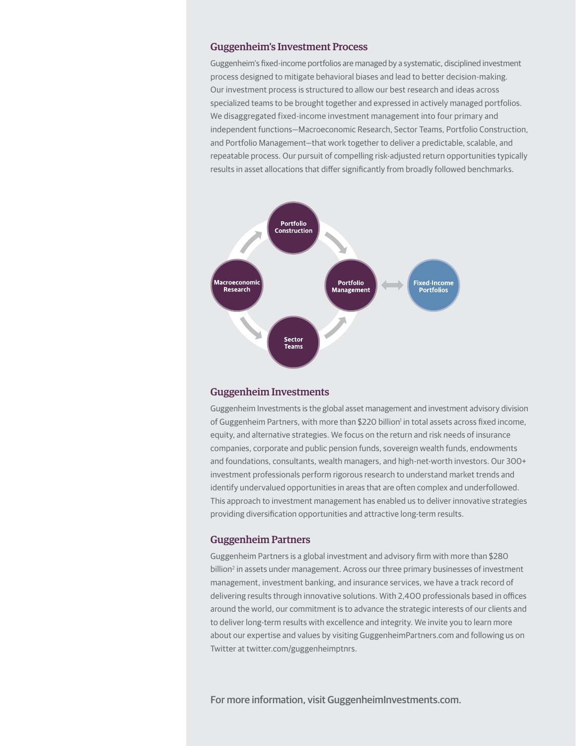## Guggenheim's Investment Process

Guggenheim's fixed-income portfolios are managed by a systematic, disciplined investment process designed to mitigate behavioral biases and lead to better decision-making. Our investment process is structured to allow our best research and ideas across specialized teams to be brought together and expressed in actively managed portfolios. We disaggregated fixed-income investment management into four primary and independent functions—Macroeconomic Research, Sector Teams, Portfolio Construction, and Portfolio Management—that work together to deliver a predictable, scalable, and repeatable process. Our pursuit of compelling risk-adjusted return opportunities typically results in asset allocations that differ significantly from broadly followed benchmarks.

Portfolio Construction

Macroeconomic Research

Portfolio Management

Fixed-Income Portfolios

Sector Teams

## Guggenheim Investments

Guggenheim Investments is the global asset management and investment advisory division of Guggenheim Partners, with more than $220 billion[1] in total assets across fixed income, equity, and alternative strategies. We focus on the return and risk needs of insurance companies, corporate and public pension funds, sovereign wealth funds, endowments and foundations, consultants, wealth managers, and high-net-worth investors. Our 300+ investment professionals perform rigorous research to understand market trends and identify undervalued opportunities in areas that are often complex and underfollowed. This approach to investment management has enabled us to deliver innovative strategies providing diversification opportunities and attractive long-term results.

## Guggenheim Partners

Guggenheim Partners is a global investment and advisory firm with more than $280 billion[2] in assets under management. Across our three primary businesses of investment management, investment banking, and insurance services, we have a track record of delivering results through innovative solutions. With 2,400 professionals based in offices around the world, our commitment is to advance the strategic interests of our clients and to deliver long-term results with excellence and integrity. We invite you to learn more about our expertise and values by visiting GuggenheimPartners.com and following us on Twitter at twitter.com/guggenheimptnrs.

For more information, visit GuggenheimInvestments.com.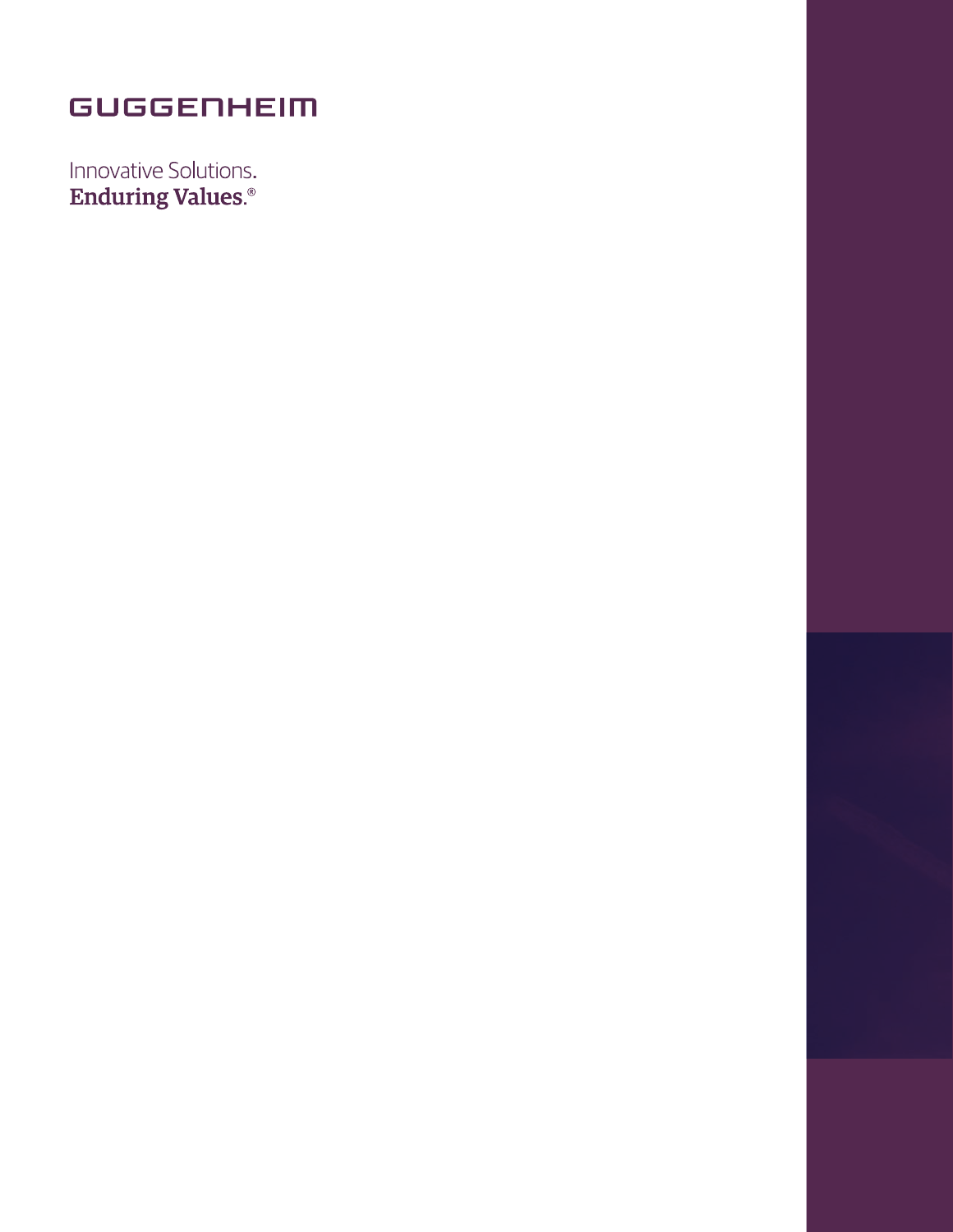GUGGENHEIM

Innovative Solutions.
**Enduring Values.**®